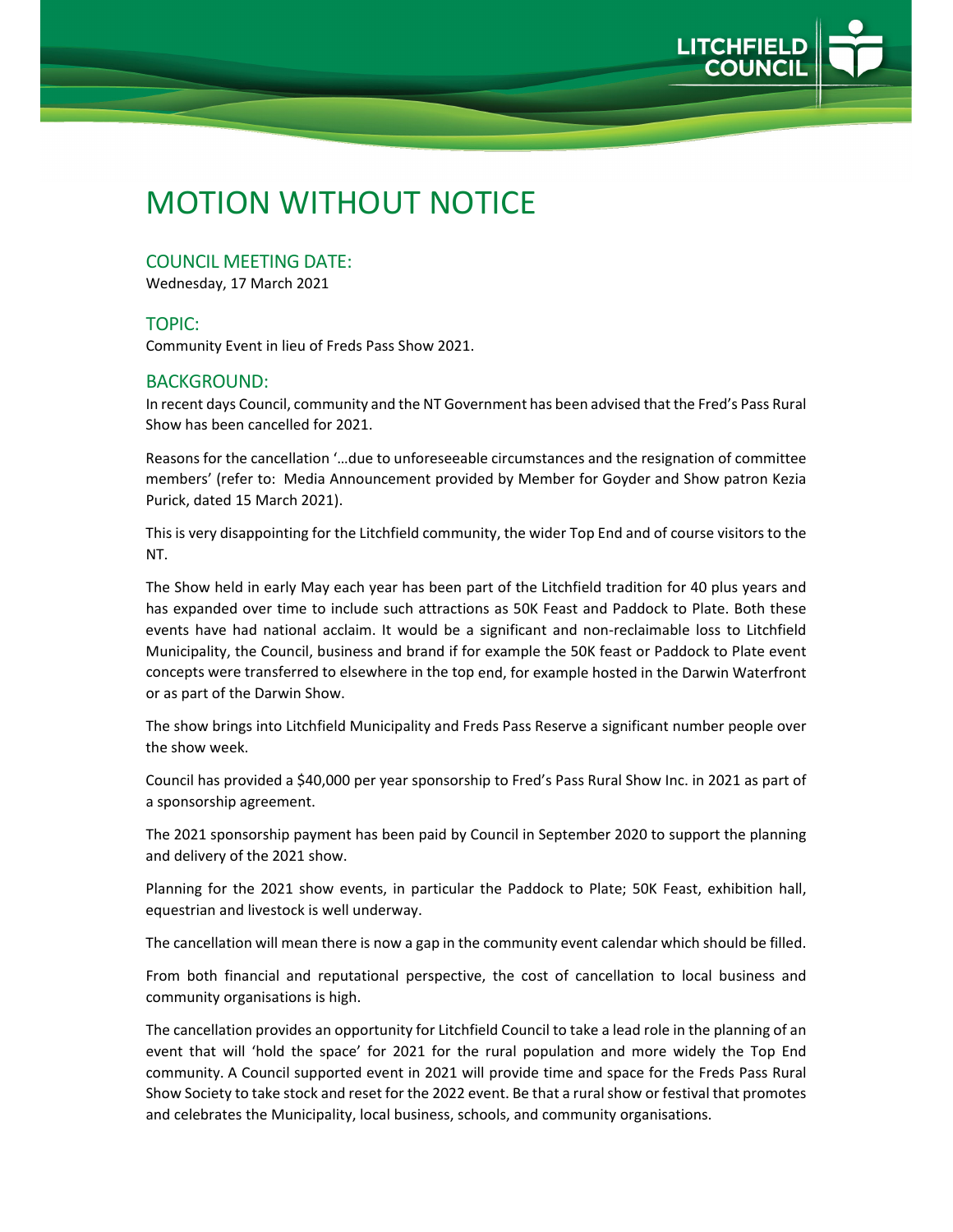# MOTION WITHOUT NOTICE

## COUNCIL MEETING DATE:

Wednesday, 17 March 2021

## TOPIC:

Community Event in lieu of Freds Pass Show 2021.

## BACKGROUND:

In recent days Council, community and the NT Government has been advised that the Fred's Pass Rural Show has been cancelled for 2021.

Reasons for the cancellation '…due to unforeseeable circumstances and the resignation of committee members' (refer to: Media Announcement provided by Member for Goyder and Show patron Kezia Purick, dated 15 March 2021).

This is very disappointing for the Litchfield community, the wider Top End and of course visitors to the NT.

The Show held in early May each year has been part of the Litchfield tradition for 40 plus years and has expanded over time to include such attractions as 50K Feast and Paddock to Plate. Both these events have had national acclaim. It would be a significant and non-reclaimable loss to Litchfield Municipality, the Council, business and brand if for example the 50K feast or Paddock to Plate event concepts were transferred to elsewhere in the top end, for example hosted in the Darwin Waterfront or as part of the Darwin Show.

The show brings into Litchfield Municipality and Freds Pass Reserve a significant number people over the show week.

Council has provided a $40,000 per year sponsorship to Fred's Pass Rural Show Inc. in 2021 as part of a sponsorship agreement.

The 2021 sponsorship payment has been paid by Council in September 2020 to support the planning and delivery of the 2021 show.

Planning for the 2021 show events, in particular the Paddock to Plate; 50K Feast, exhibition hall, equestrian and livestock is well underway.

The cancellation will mean there is now a gap in the community event calendar which should be filled.

From both financial and reputational perspective, the cost of cancellation to local business and community organisations is high.

The cancellation provides an opportunity for Litchfield Council to take a lead role in the planning of an event that will 'hold the space' for 2021 for the rural population and more widely the Top End community. A Council supported event in 2021 will provide time and space for the Freds Pass Rural Show Society to take stock and reset for the 2022 event. Be that a rural show or festival that promotes and celebrates the Municipality, local business, schools, and community organisations.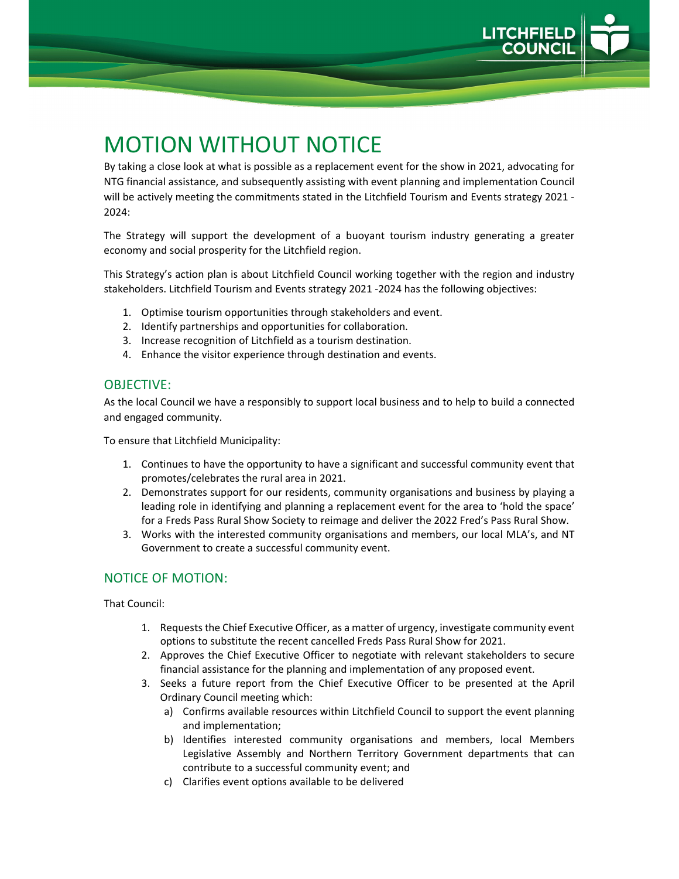# MOTION WITHOUT NOTICE

By taking a close look at what is possible as a replacement event for the show in 2021, advocating for NTG financial assistance, and subsequently assisting with event planning and implementation Council will be actively meeting the commitments stated in the Litchfield Tourism and Events strategy 2021 - 2024:

The Strategy will support the development of a buoyant tourism industry generating a greater economy and social prosperity for the Litchfield region.

This Strategy's action plan is about Litchfield Council working together with the region and industry stakeholders. Litchfield Tourism and Events strategy 2021 -2024 has the following objectives:

1. Optimise tourism opportunities through stakeholders and event.
2. Identify partnerships and opportunities for collaboration.
3. Increase recognition of Litchfield as a tourism destination.
4. Enhance the visitor experience through destination and events.

## OBJECTIVE:

As the local Council we have a responsibly to support local business and to help to build a connected and engaged community.

To ensure that Litchfield Municipality:

1. Continues to have the opportunity to have a significant and successful community event that promotes/celebrates the rural area in 2021.
2. Demonstrates support for our residents, community organisations and business by playing a leading role in identifying and planning a replacement event for the area to 'hold the space' for a Freds Pass Rural Show Society to reimage and deliver the 2022 Fred's Pass Rural Show.
3. Works with the interested community organisations and members, our local MLA's, and NT Government to create a successful community event.

## NOTICE OF MOTION:

That Council:

1. Requests the Chief Executive Officer, as a matter of urgency, investigate community event options to substitute the recent cancelled Freds Pass Rural Show for 2021.
2. Approves the Chief Executive Officer to negotiate with relevant stakeholders to secure financial assistance for the planning and implementation of any proposed event.
3. Seeks a future report from the Chief Executive Officer to be presented at the April Ordinary Council meeting which:
   a) Confirms available resources within Litchfield Council to support the event planning and implementation;
   b) Identifies interested community organisations and members, local Members Legislative Assembly and Northern Territory Government departments that can contribute to a successful community event; and
   c) Clarifies event options available to be delivered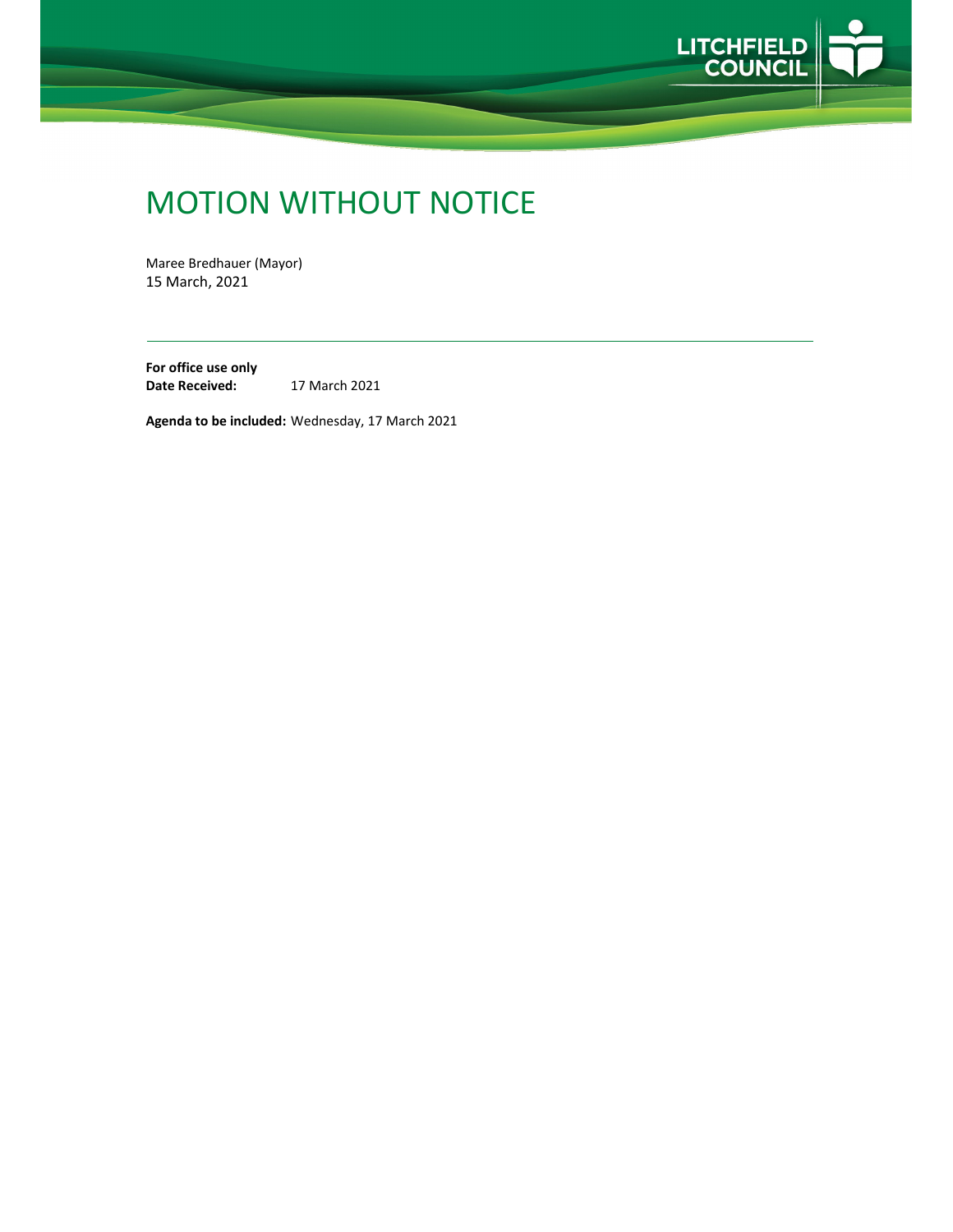# MOTION WITHOUT NOTICE

Maree Bredhauer (Mayor)
15 March, 2021

---

**For office use only**
**Date Received:** 17 March 2021

**Agenda to be included:** Wednesday, 17 March 2021